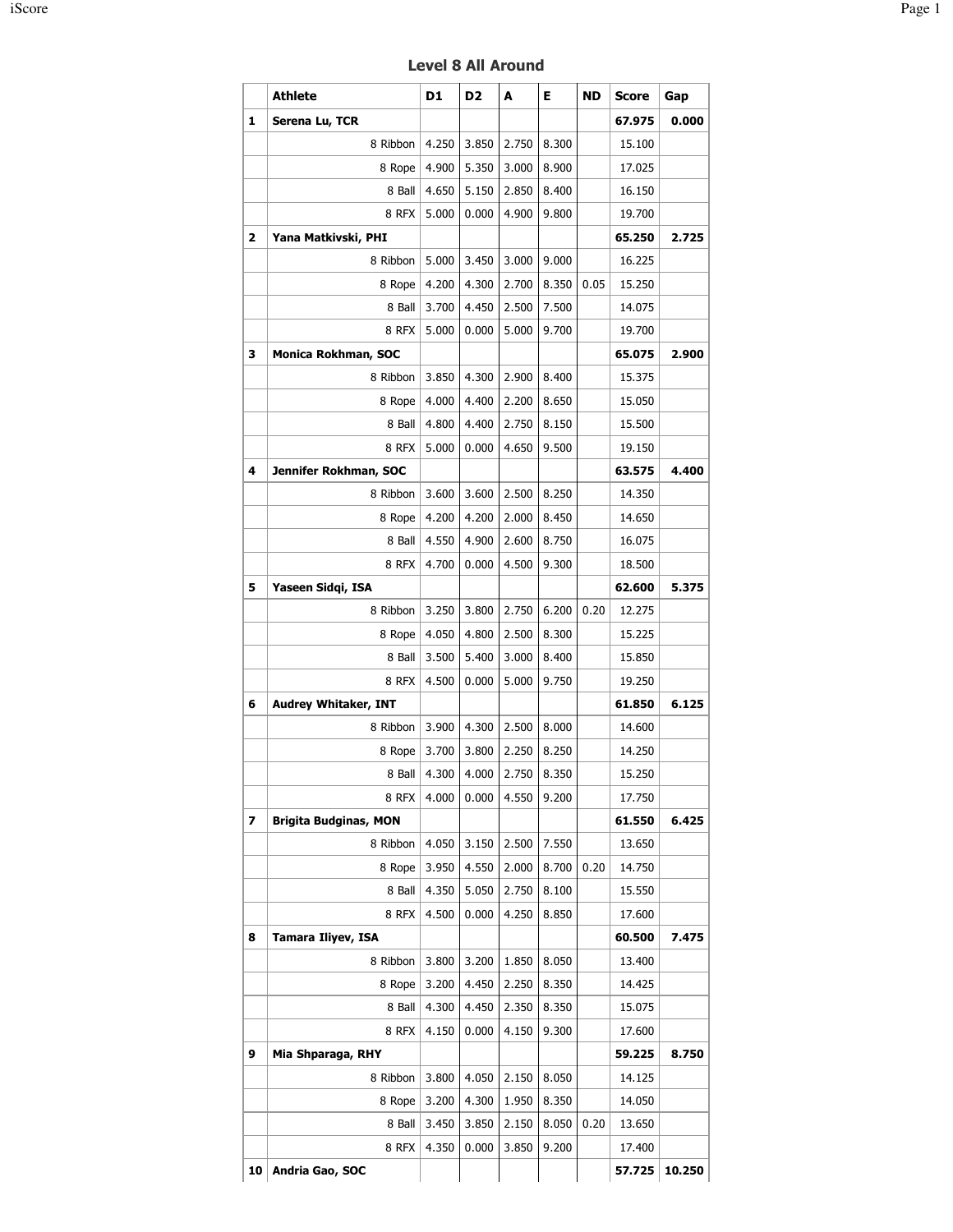## Level 8 All Around

| | Athlete | D1 | D2 | A | E | ND | Score | Gap |
|---|---|---|---|---|---|---|---|---|
| 1 | **Serena Lu, TCR** | | | | | | 67.975 | 0.000 |
| | 8 Ribbon | 4.250 | 3.850 | 2.750 | 8.300 | | 15.100 | |
| | 8 Rope | 4.900 | 5.350 | 3.000 | 8.900 | | 17.025 | |
| | 8 Ball | 4.650 | 5.150 | 2.850 | 8.400 | | 16.150 | |
| | 8 RFX | 5.000 | 0.000 | 4.900 | 9.800 | | 19.700 | |
| 2 | **Yana Matkivski, PHI** | | | | | | 65.250 | 2.725 |
| | 8 Ribbon | 5.000 | 3.450 | 3.000 | 9.000 | | 16.225 | |
| | 8 Rope | 4.200 | 4.300 | 2.700 | 8.350 | 0.05 | 15.250 | |
| | 8 Ball | 3.700 | 4.450 | 2.500 | 7.500 | | 14.075 | |
| | 8 RFX | 5.000 | 0.000 | 5.000 | 9.700 | | 19.700 | |
| 3 | **Monica Rokhman, SOC** | | | | | | 65.075 | 2.900 |
| | 8 Ribbon | 3.850 | 4.300 | 2.900 | 8.400 | | 15.375 | |
| | 8 Rope | 4.000 | 4.400 | 2.200 | 8.650 | | 15.050 | |
| | 8 Ball | 4.800 | 4.400 | 2.750 | 8.150 | | 15.500 | |
| | 8 RFX | 5.000 | 0.000 | 4.650 | 9.500 | | 19.150 | |
| 4 | **Jennifer Rokhman, SOC** | | | | | | 63.575 | 4.400 |
| | 8 Ribbon | 3.600 | 3.600 | 2.500 | 8.250 | | 14.350 | |
| | 8 Rope | 4.200 | 4.200 | 2.000 | 8.450 | | 14.650 | |
| | 8 Ball | 4.550 | 4.900 | 2.600 | 8.750 | | 16.075 | |
| | 8 RFX | 4.700 | 0.000 | 4.500 | 9.300 | | 18.500 | |
| 5 | **Yaseen Sidqi, ISA** | | | | | | 62.600 | 5.375 |
| | 8 Ribbon | 3.250 | 3.800 | 2.750 | 6.200 | 0.20 | 12.275 | |
| | 8 Rope | 4.050 | 4.800 | 2.500 | 8.300 | | 15.225 | |
| | 8 Ball | 3.500 | 5.400 | 3.000 | 8.400 | | 15.850 | |
| | 8 RFX | 4.500 | 0.000 | 5.000 | 9.750 | | 19.250 | |
| 6 | **Audrey Whitaker, INT** | | | | | | 61.850 | 6.125 |
| | 8 Ribbon | 3.900 | 4.300 | 2.500 | 8.000 | | 14.600 | |
| | 8 Rope | 3.700 | 3.800 | 2.250 | 8.250 | | 14.250 | |
| | 8 Ball | 4.300 | 4.000 | 2.750 | 8.350 | | 15.250 | |
| | 8 RFX | 4.000 | 0.000 | 4.550 | 9.200 | | 17.750 | |
| 7 | **Brigita Budginas, MON** | | | | | | 61.550 | 6.425 |
| | 8 Ribbon | 4.050 | 3.150 | 2.500 | 7.550 | | 13.650 | |
| | 8 Rope | 3.950 | 4.550 | 2.000 | 8.700 | 0.20 | 14.750 | |
| | 8 Ball | 4.350 | 5.050 | 2.750 | 8.100 | | 15.550 | |
| | 8 RFX | 4.500 | 0.000 | 4.250 | 8.850 | | 17.600 | |
| 8 | **Tamara Iliyev, ISA** | | | | | | 60.500 | 7.475 |
| | 8 Ribbon | 3.800 | 3.200 | 1.850 | 8.050 | | 13.400 | |
| | 8 Rope | 3.200 | 4.450 | 2.250 | 8.350 | | 14.425 | |
| | 8 Ball | 4.300 | 4.450 | 2.350 | 8.350 | | 15.075 | |
| | 8 RFX | 4.150 | 0.000 | 4.150 | 9.300 | | 17.600 | |
| 9 | **Mia Shparaga, RHY** | | | | | | 59.225 | 8.750 |
| | 8 Ribbon | 3.800 | 4.050 | 2.150 | 8.050 | | 14.125 | |
| | 8 Rope | 3.200 | 4.300 | 1.950 | 8.350 | | 14.050 | |
| | 8 Ball | 3.450 | 3.850 | 2.150 | 8.050 | 0.20 | 13.650 | |
| | 8 RFX | 4.350 | 0.000 | 3.850 | 9.200 | | 17.400 | |
| 10 | **Andria Gao, SOC** | | | | | | 57.725 | 10.250 |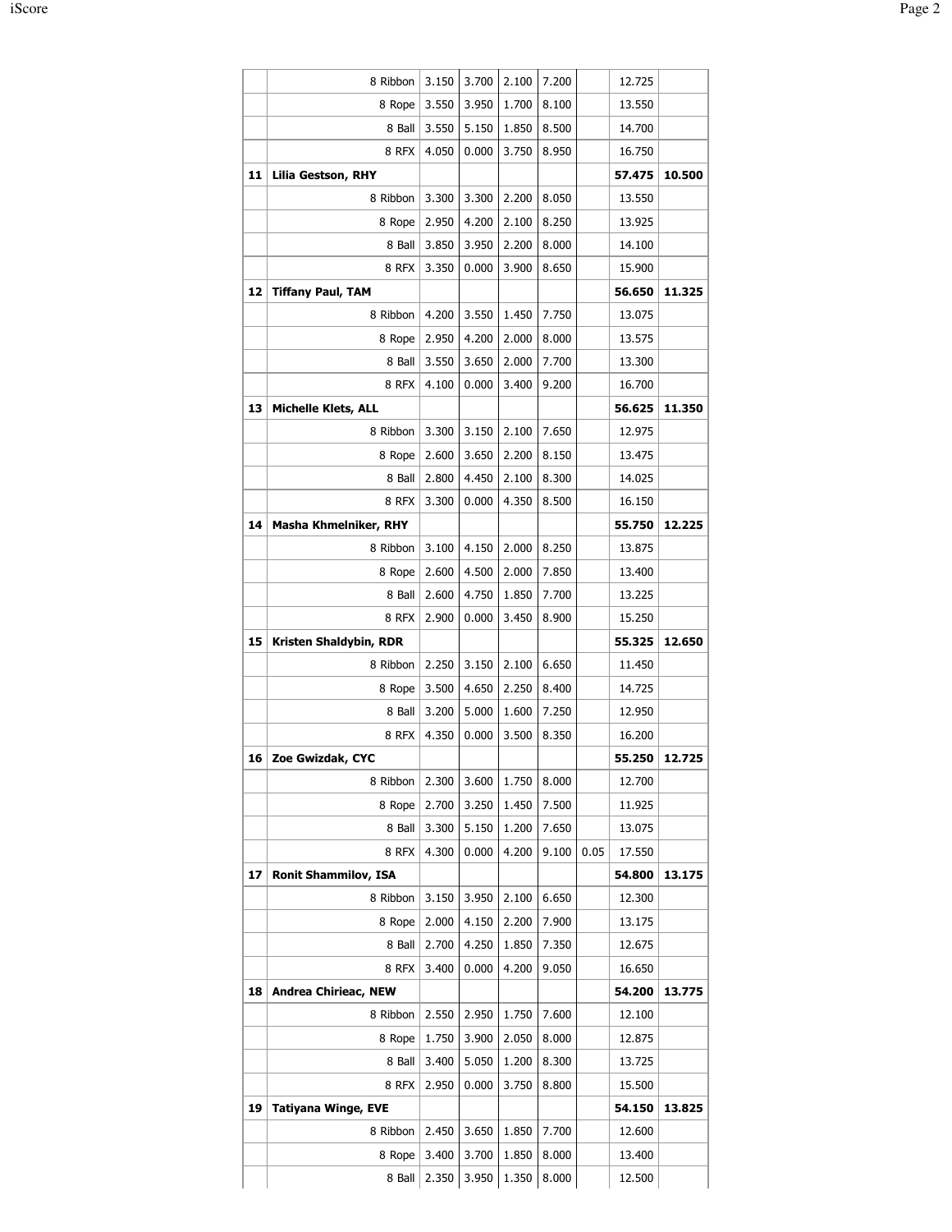| | | | | | | | | |
|---|---|---|---|---|---|---|---|---|
| | 8 Ribbon | 3.150 | 3.700 | 2.100 | 7.200 | | 12.725 | |
| | 8 Rope | 3.550 | 3.950 | 1.700 | 8.100 | | 13.550 | |
| | 8 Ball | 3.550 | 5.150 | 1.850 | 8.500 | | 14.700 | |
| | 8 RFX | 4.050 | 0.000 | 3.750 | 8.950 | | 16.750 | |
| **11** | **Lilia Gestson, RHY** | | | | | | **57.475** | **10.500** |
| | 8 Ribbon | 3.300 | 3.300 | 2.200 | 8.050 | | 13.550 | |
| | 8 Rope | 2.950 | 4.200 | 2.100 | 8.250 | | 13.925 | |
| | 8 Ball | 3.850 | 3.950 | 2.200 | 8.000 | | 14.100 | |
| | 8 RFX | 3.350 | 0.000 | 3.900 | 8.650 | | 15.900 | |
| **12** | **Tiffany Paul, TAM** | | | | | | **56.650** | **11.325** |
| | 8 Ribbon | 4.200 | 3.550 | 1.450 | 7.750 | | 13.075 | |
| | 8 Rope | 2.950 | 4.200 | 2.000 | 8.000 | | 13.575 | |
| | 8 Ball | 3.550 | 3.650 | 2.000 | 7.700 | | 13.300 | |
| | 8 RFX | 4.100 | 0.000 | 3.400 | 9.200 | | 16.700 | |
| **13** | **Michelle Klets, ALL** | | | | | | **56.625** | **11.350** |
| | 8 Ribbon | 3.300 | 3.150 | 2.100 | 7.650 | | 12.975 | |
| | 8 Rope | 2.600 | 3.650 | 2.200 | 8.150 | | 13.475 | |
| | 8 Ball | 2.800 | 4.450 | 2.100 | 8.300 | | 14.025 | |
| | 8 RFX | 3.300 | 0.000 | 4.350 | 8.500 | | 16.150 | |
| **14** | **Masha Khmelniker, RHY** | | | | | | **55.750** | **12.225** |
| | 8 Ribbon | 3.100 | 4.150 | 2.000 | 8.250 | | 13.875 | |
| | 8 Rope | 2.600 | 4.500 | 2.000 | 7.850 | | 13.400 | |
| | 8 Ball | 2.600 | 4.750 | 1.850 | 7.700 | | 13.225 | |
| | 8 RFX | 2.900 | 0.000 | 3.450 | 8.900 | | 15.250 | |
| **15** | **Kristen Shaldybin, RDR** | | | | | | **55.325** | **12.650** |
| | 8 Ribbon | 2.250 | 3.150 | 2.100 | 6.650 | | 11.450 | |
| | 8 Rope | 3.500 | 4.650 | 2.250 | 8.400 | | 14.725 | |
| | 8 Ball | 3.200 | 5.000 | 1.600 | 7.250 | | 12.950 | |
| | 8 RFX | 4.350 | 0.000 | 3.500 | 8.350 | | 16.200 | |
| **16** | **Zoe Gwizdak, CYC** | | | | | | **55.250** | **12.725** |
| | 8 Ribbon | 2.300 | 3.600 | 1.750 | 8.000 | | 12.700 | |
| | 8 Rope | 2.700 | 3.250 | 1.450 | 7.500 | | 11.925 | |
| | 8 Ball | 3.300 | 5.150 | 1.200 | 7.650 | | 13.075 | |
| | 8 RFX | 4.300 | 0.000 | 4.200 | 9.100 | 0.05 | 17.550 | |
| **17** | **Ronit Shammilov, ISA** | | | | | | **54.800** | **13.175** |
| | 8 Ribbon | 3.150 | 3.950 | 2.100 | 6.650 | | 12.300 | |
| | 8 Rope | 2.000 | 4.150 | 2.200 | 7.900 | | 13.175 | |
| | 8 Ball | 2.700 | 4.250 | 1.850 | 7.350 | | 12.675 | |
| | 8 RFX | 3.400 | 0.000 | 4.200 | 9.050 | | 16.650 | |
| **18** | **Andrea Chirieac, NEW** | | | | | | **54.200** | **13.775** |
| | 8 Ribbon | 2.550 | 2.950 | 1.750 | 7.600 | | 12.100 | |
| | 8 Rope | 1.750 | 3.900 | 2.050 | 8.000 | | 12.875 | |
| | 8 Ball | 3.400 | 5.050 | 1.200 | 8.300 | | 13.725 | |
| | 8 RFX | 2.950 | 0.000 | 3.750 | 8.800 | | 15.500 | |
| **19** | **Tatiyana Winge, EVE** | | | | | | **54.150** | **13.825** |
| | 8 Ribbon | 2.450 | 3.650 | 1.850 | 7.700 | | 12.600 | |
| | 8 Rope | 3.400 | 3.700 | 1.850 | 8.000 | | 13.400 | |
| | 8 Ball | 2.350 | 3.950 | 1.350 | 8.000 | | 12.500 | |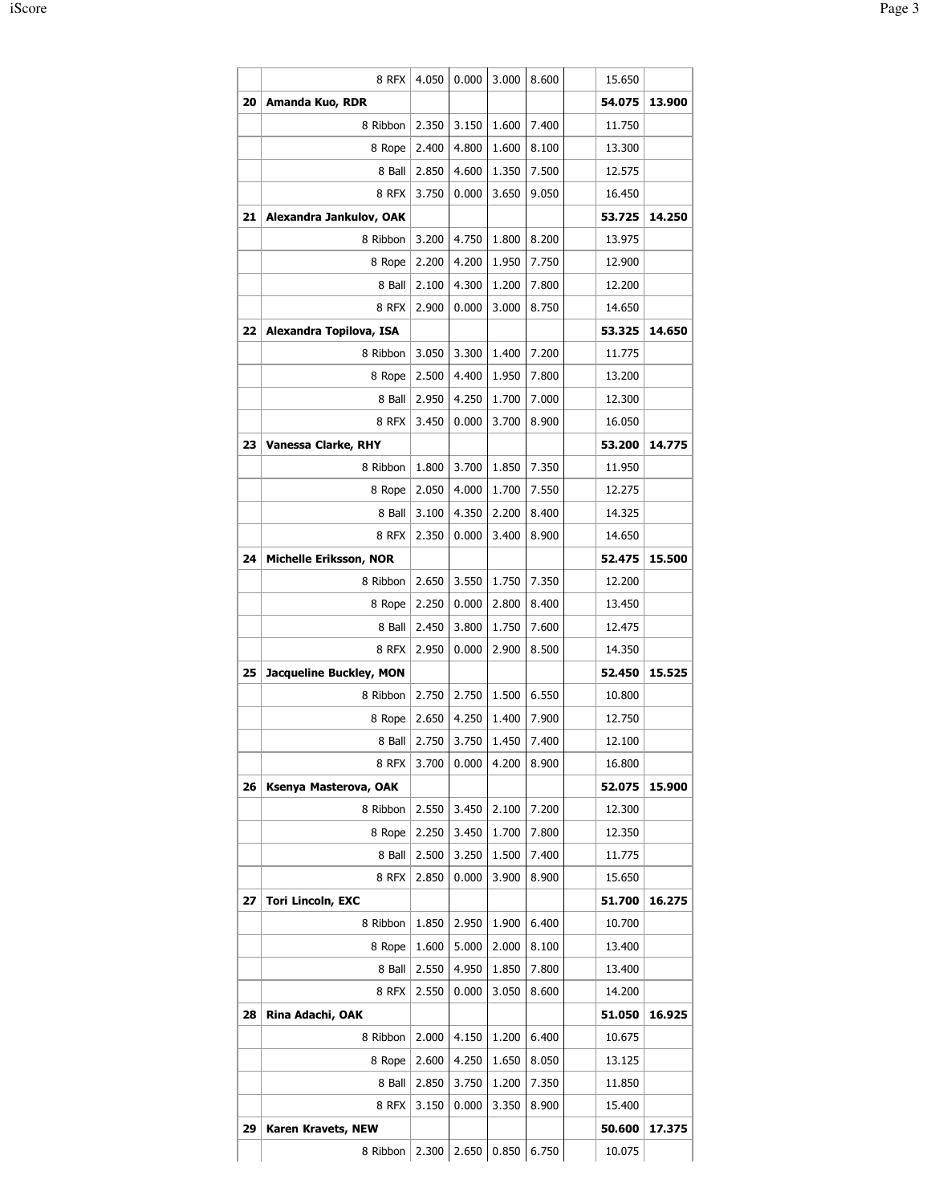| | | | | | | | | |
|---|---|---|---|---|---|---|---|---|
| | 8 RFX | 4.050 | 0.000 | 3.000 | 8.600 | | 15.650 | |
| **20** | **Amanda Kuo, RDR** | | | | | | **54.075** | **13.900** |
| | 8 Ribbon | 2.350 | 3.150 | 1.600 | 7.400 | | 11.750 | |
| | 8 Rope | 2.400 | 4.800 | 1.600 | 8.100 | | 13.300 | |
| | 8 Ball | 2.850 | 4.600 | 1.350 | 7.500 | | 12.575 | |
| | 8 RFX | 3.750 | 0.000 | 3.650 | 9.050 | | 16.450 | |
| **21** | **Alexandra Jankulov, OAK** | | | | | | **53.725** | **14.250** |
| | 8 Ribbon | 3.200 | 4.750 | 1.800 | 8.200 | | 13.975 | |
| | 8 Rope | 2.200 | 4.200 | 1.950 | 7.750 | | 12.900 | |
| | 8 Ball | 2.100 | 4.300 | 1.200 | 7.800 | | 12.200 | |
| | 8 RFX | 2.900 | 0.000 | 3.000 | 8.750 | | 14.650 | |
| **22** | **Alexandra Topilova, ISA** | | | | | | **53.325** | **14.650** |
| | 8 Ribbon | 3.050 | 3.300 | 1.400 | 7.200 | | 11.775 | |
| | 8 Rope | 2.500 | 4.400 | 1.950 | 7.800 | | 13.200 | |
| | 8 Ball | 2.950 | 4.250 | 1.700 | 7.000 | | 12.300 | |
| | 8 RFX | 3.450 | 0.000 | 3.700 | 8.900 | | 16.050 | |
| **23** | **Vanessa Clarke, RHY** | | | | | | **53.200** | **14.775** |
| | 8 Ribbon | 1.800 | 3.700 | 1.850 | 7.350 | | 11.950 | |
| | 8 Rope | 2.050 | 4.000 | 1.700 | 7.550 | | 12.275 | |
| | 8 Ball | 3.100 | 4.350 | 2.200 | 8.400 | | 14.325 | |
| | 8 RFX | 2.350 | 0.000 | 3.400 | 8.900 | | 14.650 | |
| **24** | **Michelle Eriksson, NOR** | | | | | | **52.475** | **15.500** |
| | 8 Ribbon | 2.650 | 3.550 | 1.750 | 7.350 | | 12.200 | |
| | 8 Rope | 2.250 | 0.000 | 2.800 | 8.400 | | 13.450 | |
| | 8 Ball | 2.450 | 3.800 | 1.750 | 7.600 | | 12.475 | |
| | 8 RFX | 2.950 | 0.000 | 2.900 | 8.500 | | 14.350 | |
| **25** | **Jacqueline Buckley, MON** | | | | | | **52.450** | **15.525** |
| | 8 Ribbon | 2.750 | 2.750 | 1.500 | 6.550 | | 10.800 | |
| | 8 Rope | 2.650 | 4.250 | 1.400 | 7.900 | | 12.750 | |
| | 8 Ball | 2.750 | 3.750 | 1.450 | 7.400 | | 12.100 | |
| | 8 RFX | 3.700 | 0.000 | 4.200 | 8.900 | | 16.800 | |
| **26** | **Ksenya Masterova, OAK** | | | | | | **52.075** | **15.900** |
| | 8 Ribbon | 2.550 | 3.450 | 2.100 | 7.200 | | 12.300 | |
| | 8 Rope | 2.250 | 3.450 | 1.700 | 7.800 | | 12.350 | |
| | 8 Ball | 2.500 | 3.250 | 1.500 | 7.400 | | 11.775 | |
| | 8 RFX | 2.850 | 0.000 | 3.900 | 8.900 | | 15.650 | |
| **27** | **Tori Lincoln, EXC** | | | | | | **51.700** | **16.275** |
| | 8 Ribbon | 1.850 | 2.950 | 1.900 | 6.400 | | 10.700 | |
| | 8 Rope | 1.600 | 5.000 | 2.000 | 8.100 | | 13.400 | |
| | 8 Ball | 2.550 | 4.950 | 1.850 | 7.800 | | 13.400 | |
| | 8 RFX | 2.550 | 0.000 | 3.050 | 8.600 | | 14.200 | |
| **28** | **Rina Adachi, OAK** | | | | | | **51.050** | **16.925** |
| | 8 Ribbon | 2.000 | 4.150 | 1.200 | 6.400 | | 10.675 | |
| | 8 Rope | 2.600 | 4.250 | 1.650 | 8.050 | | 13.125 | |
| | 8 Ball | 2.850 | 3.750 | 1.200 | 7.350 | | 11.850 | |
| | 8 RFX | 3.150 | 0.000 | 3.350 | 8.900 | | 15.400 | |
| **29** | **Karen Kravets, NEW** | | | | | | **50.600** | **17.375** |
| | 8 Ribbon | 2.300 | 2.650 | 0.850 | 6.750 | | 10.075 | |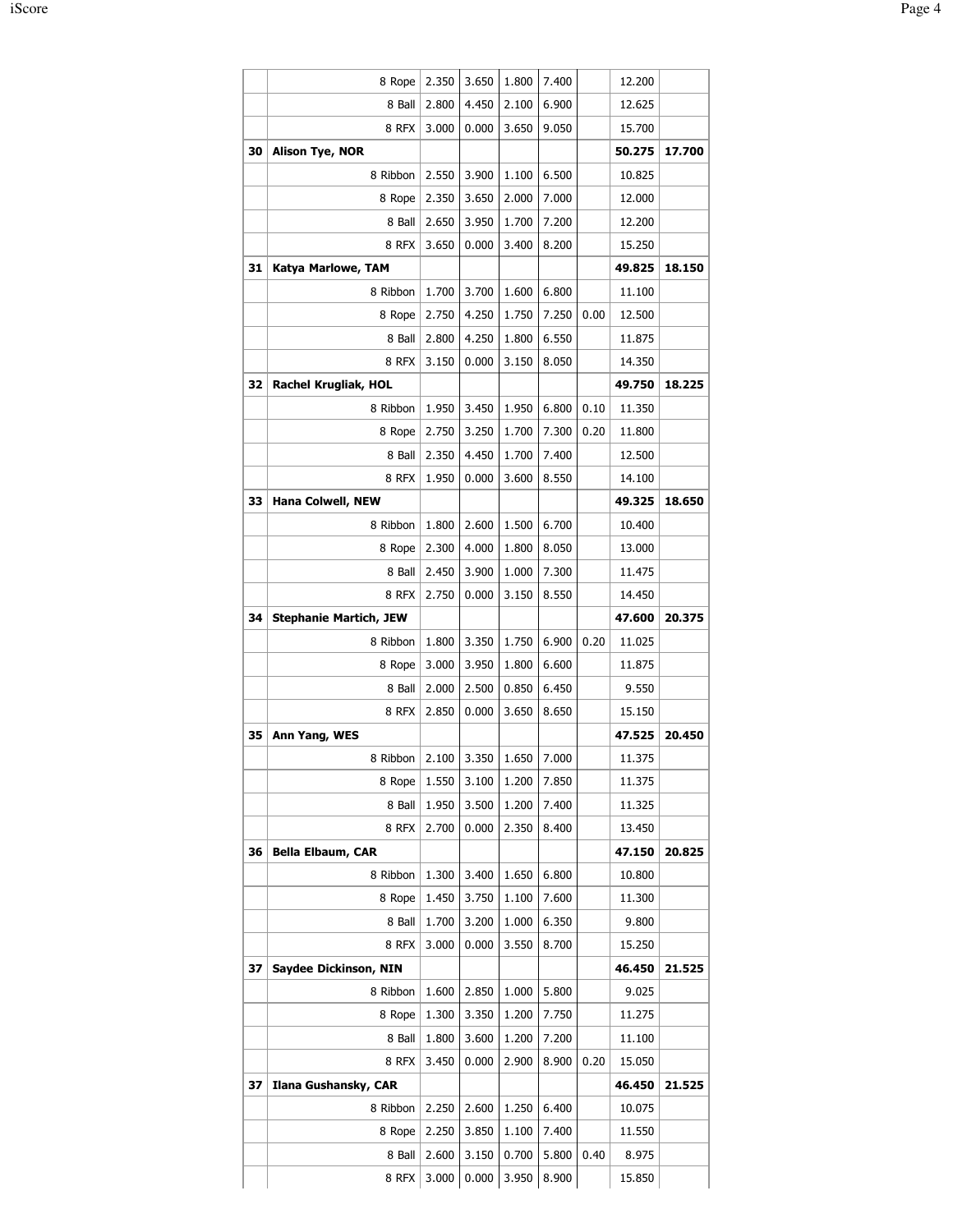| | | | | | | | | |
|---|---|---|---|---|---|---|---|---|
| | 8 Rope | 2.350 | 3.650 | 1.800 | 7.400 | | 12.200 | |
| | 8 Ball | 2.800 | 4.450 | 2.100 | 6.900 | | 12.625 | |
| | 8 RFX | 3.000 | 0.000 | 3.650 | 9.050 | | 15.700 | |
| **30** | **Alison Tye, NOR** | | | | | | **50.275** | **17.700** |
| | 8 Ribbon | 2.550 | 3.900 | 1.100 | 6.500 | | 10.825 | |
| | 8 Rope | 2.350 | 3.650 | 2.000 | 7.000 | | 12.000 | |
| | 8 Ball | 2.650 | 3.950 | 1.700 | 7.200 | | 12.200 | |
| | 8 RFX | 3.650 | 0.000 | 3.400 | 8.200 | | 15.250 | |
| **31** | **Katya Marlowe, TAM** | | | | | | **49.825** | **18.150** |
| | 8 Ribbon | 1.700 | 3.700 | 1.600 | 6.800 | | 11.100 | |
| | 8 Rope | 2.750 | 4.250 | 1.750 | 7.250 | 0.00 | 12.500 | |
| | 8 Ball | 2.800 | 4.250 | 1.800 | 6.550 | | 11.875 | |
| | 8 RFX | 3.150 | 0.000 | 3.150 | 8.050 | | 14.350 | |
| **32** | **Rachel Krugliak, HOL** | | | | | | **49.750** | **18.225** |
| | 8 Ribbon | 1.950 | 3.450 | 1.950 | 6.800 | 0.10 | 11.350 | |
| | 8 Rope | 2.750 | 3.250 | 1.700 | 7.300 | 0.20 | 11.800 | |
| | 8 Ball | 2.350 | 4.450 | 1.700 | 7.400 | | 12.500 | |
| | 8 RFX | 1.950 | 0.000 | 3.600 | 8.550 | | 14.100 | |
| **33** | **Hana Colwell, NEW** | | | | | | **49.325** | **18.650** |
| | 8 Ribbon | 1.800 | 2.600 | 1.500 | 6.700 | | 10.400 | |
| | 8 Rope | 2.300 | 4.000 | 1.800 | 8.050 | | 13.000 | |
| | 8 Ball | 2.450 | 3.900 | 1.000 | 7.300 | | 11.475 | |
| | 8 RFX | 2.750 | 0.000 | 3.150 | 8.550 | | 14.450 | |
| **34** | **Stephanie Martich, JEW** | | | | | | **47.600** | **20.375** |
| | 8 Ribbon | 1.800 | 3.350 | 1.750 | 6.900 | 0.20 | 11.025 | |
| | 8 Rope | 3.000 | 3.950 | 1.800 | 6.600 | | 11.875 | |
| | 8 Ball | 2.000 | 2.500 | 0.850 | 6.450 | | 9.550 | |
| | 8 RFX | 2.850 | 0.000 | 3.650 | 8.650 | | 15.150 | |
| **35** | **Ann Yang, WES** | | | | | | **47.525** | **20.450** |
| | 8 Ribbon | 2.100 | 3.350 | 1.650 | 7.000 | | 11.375 | |
| | 8 Rope | 1.550 | 3.100 | 1.200 | 7.850 | | 11.375 | |
| | 8 Ball | 1.950 | 3.500 | 1.200 | 7.400 | | 11.325 | |
| | 8 RFX | 2.700 | 0.000 | 2.350 | 8.400 | | 13.450 | |
| **36** | **Bella Elbaum, CAR** | | | | | | **47.150** | **20.825** |
| | 8 Ribbon | 1.300 | 3.400 | 1.650 | 6.800 | | 10.800 | |
| | 8 Rope | 1.450 | 3.750 | 1.100 | 7.600 | | 11.300 | |
| | 8 Ball | 1.700 | 3.200 | 1.000 | 6.350 | | 9.800 | |
| | 8 RFX | 3.000 | 0.000 | 3.550 | 8.700 | | 15.250 | |
| **37** | **Saydee Dickinson, NIN** | | | | | | **46.450** | **21.525** |
| | 8 Ribbon | 1.600 | 2.850 | 1.000 | 5.800 | | 9.025 | |
| | 8 Rope | 1.300 | 3.350 | 1.200 | 7.750 | | 11.275 | |
| | 8 Ball | 1.800 | 3.600 | 1.200 | 7.200 | | 11.100 | |
| | 8 RFX | 3.450 | 0.000 | 2.900 | 8.900 | 0.20 | 15.050 | |
| **37** | **Ilana Gushansky, CAR** | | | | | | **46.450** | **21.525** |
| | 8 Ribbon | 2.250 | 2.600 | 1.250 | 6.400 | | 10.075 | |
| | 8 Rope | 2.250 | 3.850 | 1.100 | 7.400 | | 11.550 | |
| | 8 Ball | 2.600 | 3.150 | 0.700 | 5.800 | 0.40 | 8.975 | |
| | 8 RFX | 3.000 | 0.000 | 3.950 | 8.900 | | 15.850 | |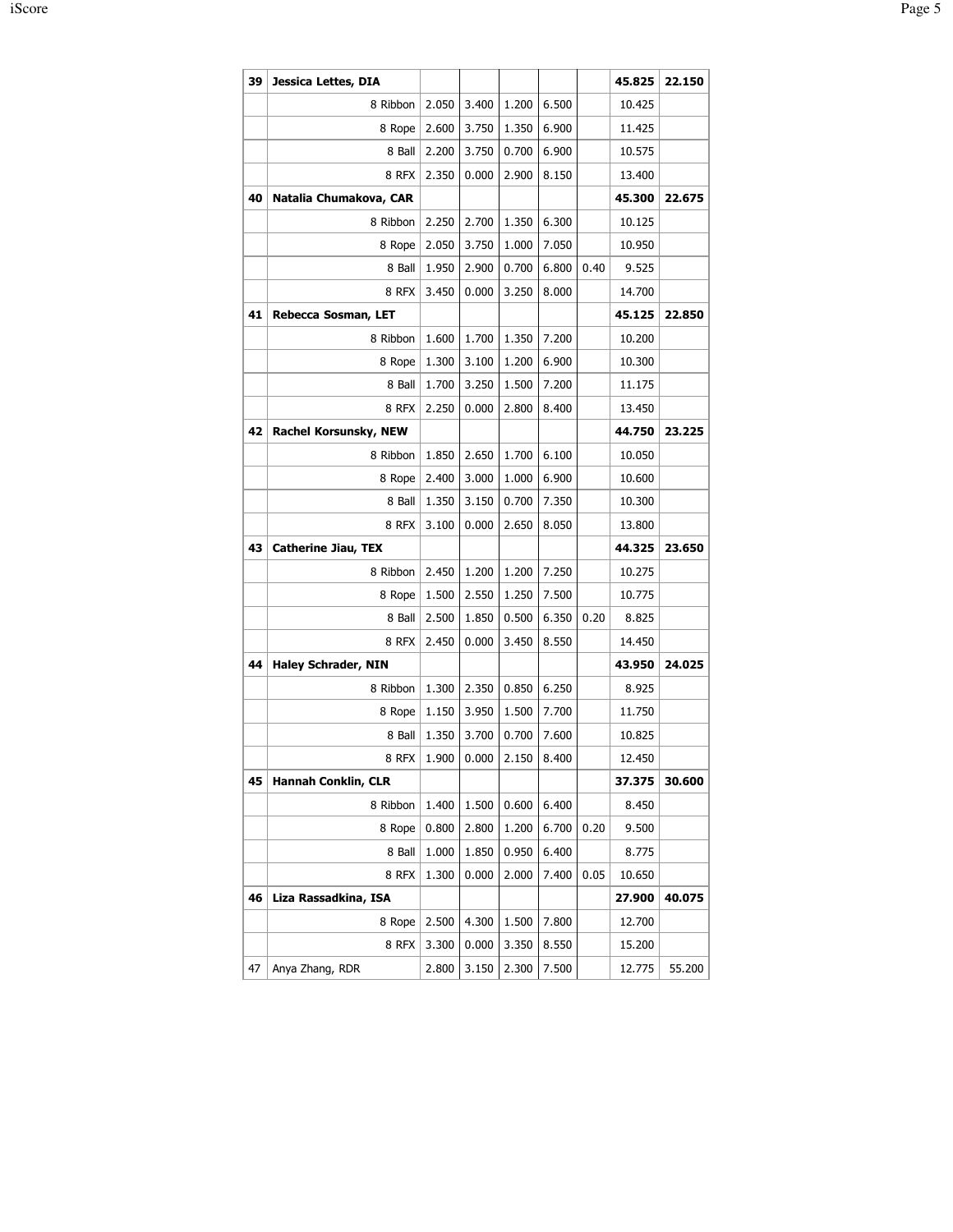| | | | | | | | | |
|---|---|---|---|---|---|---|---|---|
| **39** | **Jessica Lettes, DIA** | | | | | | **45.825** | **22.150** |
| | 8 Ribbon | 2.050 | 3.400 | 1.200 | 6.500 | | 10.425 | |
| | 8 Rope | 2.600 | 3.750 | 1.350 | 6.900 | | 11.425 | |
| | 8 Ball | 2.200 | 3.750 | 0.700 | 6.900 | | 10.575 | |
| | 8 RFX | 2.350 | 0.000 | 2.900 | 8.150 | | 13.400 | |
| **40** | **Natalia Chumakova, CAR** | | | | | | **45.300** | **22.675** |
| | 8 Ribbon | 2.250 | 2.700 | 1.350 | 6.300 | | 10.125 | |
| | 8 Rope | 2.050 | 3.750 | 1.000 | 7.050 | | 10.950 | |
| | 8 Ball | 1.950 | 2.900 | 0.700 | 6.800 | 0.40 | 9.525 | |
| | 8 RFX | 3.450 | 0.000 | 3.250 | 8.000 | | 14.700 | |
| **41** | **Rebecca Sosman, LET** | | | | | | **45.125** | **22.850** |
| | 8 Ribbon | 1.600 | 1.700 | 1.350 | 7.200 | | 10.200 | |
| | 8 Rope | 1.300 | 3.100 | 1.200 | 6.900 | | 10.300 | |
| | 8 Ball | 1.700 | 3.250 | 1.500 | 7.200 | | 11.175 | |
| | 8 RFX | 2.250 | 0.000 | 2.800 | 8.400 | | 13.450 | |
| **42** | **Rachel Korsunsky, NEW** | | | | | | **44.750** | **23.225** |
| | 8 Ribbon | 1.850 | 2.650 | 1.700 | 6.100 | | 10.050 | |
| | 8 Rope | 2.400 | 3.000 | 1.000 | 6.900 | | 10.600 | |
| | 8 Ball | 1.350 | 3.150 | 0.700 | 7.350 | | 10.300 | |
| | 8 RFX | 3.100 | 0.000 | 2.650 | 8.050 | | 13.800 | |
| **43** | **Catherine Jiau, TEX** | | | | | | **44.325** | **23.650** |
| | 8 Ribbon | 2.450 | 1.200 | 1.200 | 7.250 | | 10.275 | |
| | 8 Rope | 1.500 | 2.550 | 1.250 | 7.500 | | 10.775 | |
| | 8 Ball | 2.500 | 1.850 | 0.500 | 6.350 | 0.20 | 8.825 | |
| | 8 RFX | 2.450 | 0.000 | 3.450 | 8.550 | | 14.450 | |
| **44** | **Haley Schrader, NIN** | | | | | | **43.950** | **24.025** |
| | 8 Ribbon | 1.300 | 2.350 | 0.850 | 6.250 | | 8.925 | |
| | 8 Rope | 1.150 | 3.950 | 1.500 | 7.700 | | 11.750 | |
| | 8 Ball | 1.350 | 3.700 | 0.700 | 7.600 | | 10.825 | |
| | 8 RFX | 1.900 | 0.000 | 2.150 | 8.400 | | 12.450 | |
| **45** | **Hannah Conklin, CLR** | | | | | | **37.375** | **30.600** |
| | 8 Ribbon | 1.400 | 1.500 | 0.600 | 6.400 | | 8.450 | |
| | 8 Rope | 0.800 | 2.800 | 1.200 | 6.700 | 0.20 | 9.500 | |
| | 8 Ball | 1.000 | 1.850 | 0.950 | 6.400 | | 8.775 | |
| | 8 RFX | 1.300 | 0.000 | 2.000 | 7.400 | 0.05 | 10.650 | |
| **46** | **Liza Rassadkina, ISA** | | | | | | **27.900** | **40.075** |
| | 8 Rope | 2.500 | 4.300 | 1.500 | 7.800 | | 12.700 | |
| | 8 RFX | 3.300 | 0.000 | 3.350 | 8.550 | | 15.200 | |
| 47 | Anya Zhang, RDR | 2.800 | 3.150 | 2.300 | 7.500 | | 12.775 | 55.200 |